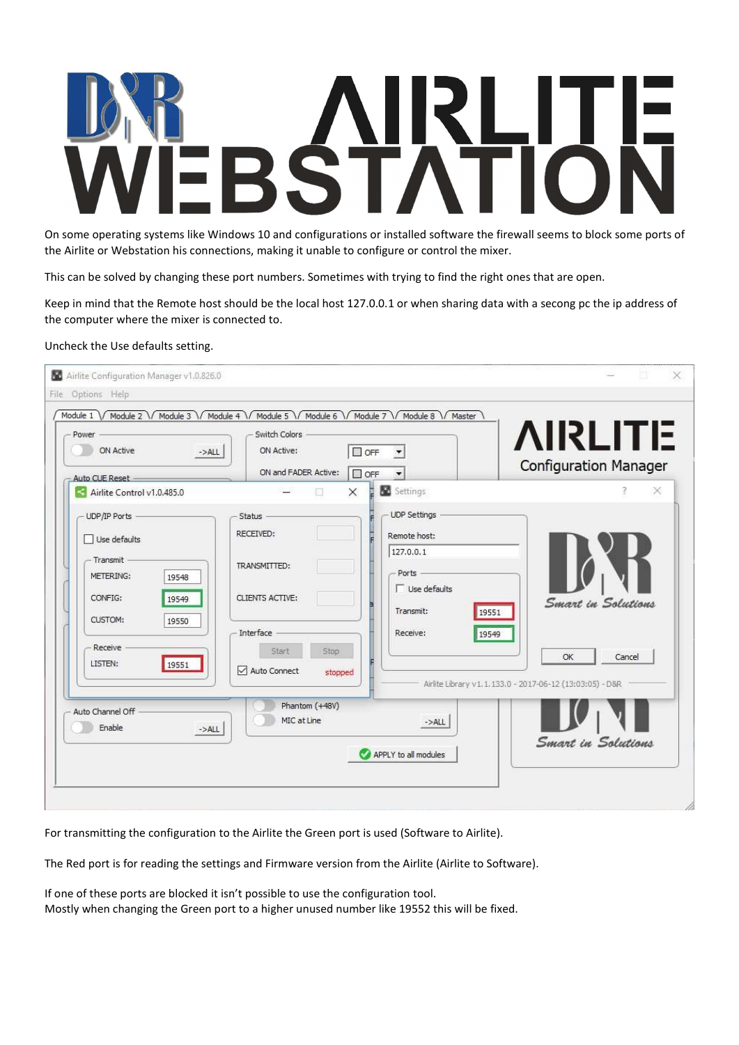# D&R AIRLITE WEBSTATION

On some operating systems like Windows 10 and configurations or installed software the firewall seems to block some ports of the Airlite or Webstation his connections, making it unable to configure or control the mixer.

This can be solved by changing these port numbers. Sometimes with trying to find the right ones that are open.

Keep in mind that the Remote host should be the local host 127.0.0.1 or when sharing data with a secong pc the ip address of the computer where the mixer is connected to.

Uncheck the Use defaults setting.

For transmitting the configuration to the Airlite the Green port is used (Software to Airlite).

The Red port is for reading the settings and Firmware version from the Airlite (Airlite to Software).

If one of these ports are blocked it isn't possible to use the configuration tool.
Mostly when changing the Green port to a higher unused number like 19552 this will be fixed.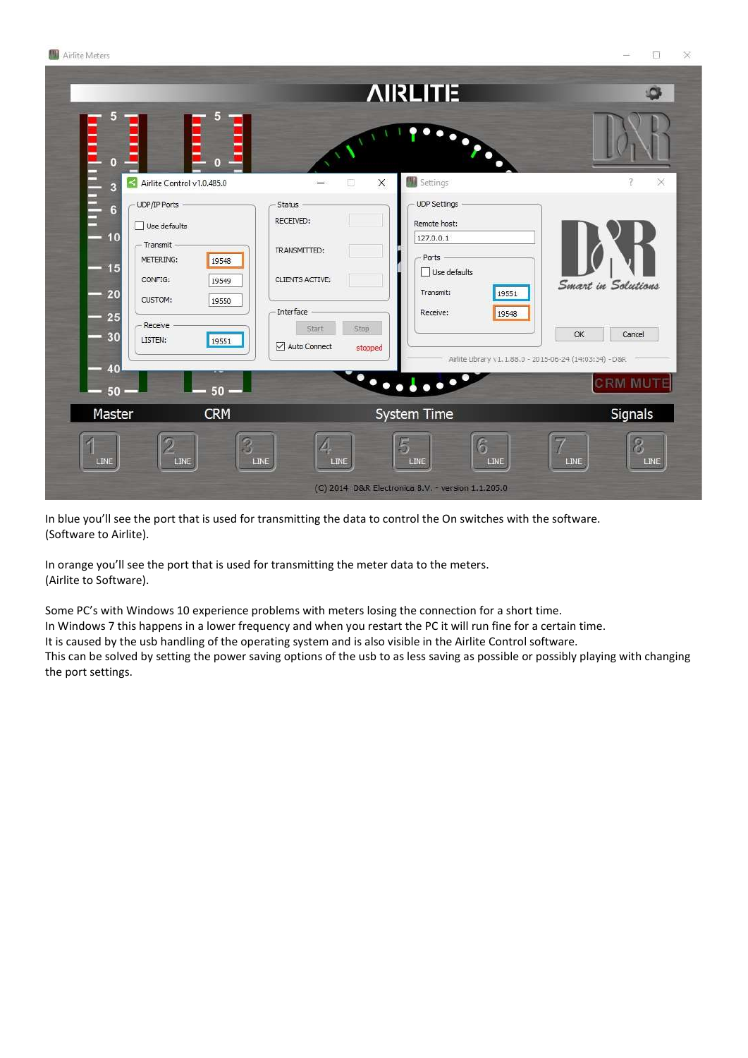In blue you'll see the port that is used for transmitting the data to control the On switches with the software.
(Software to Airlite).

In orange you'll see the port that is used for transmitting the meter data to the meters.
(Airlite to Software).

Some PC's with Windows 10 experience problems with meters losing the connection for a short time.
In Windows 7 this happens in a lower frequency and when you restart the PC it will run fine for a certain time.
It is caused by the usb handling of the operating system and is also visible in the Airlite Control software.
This can be solved by setting the power saving options of the usb to as less saving as possible or possibly playing with changing the port settings.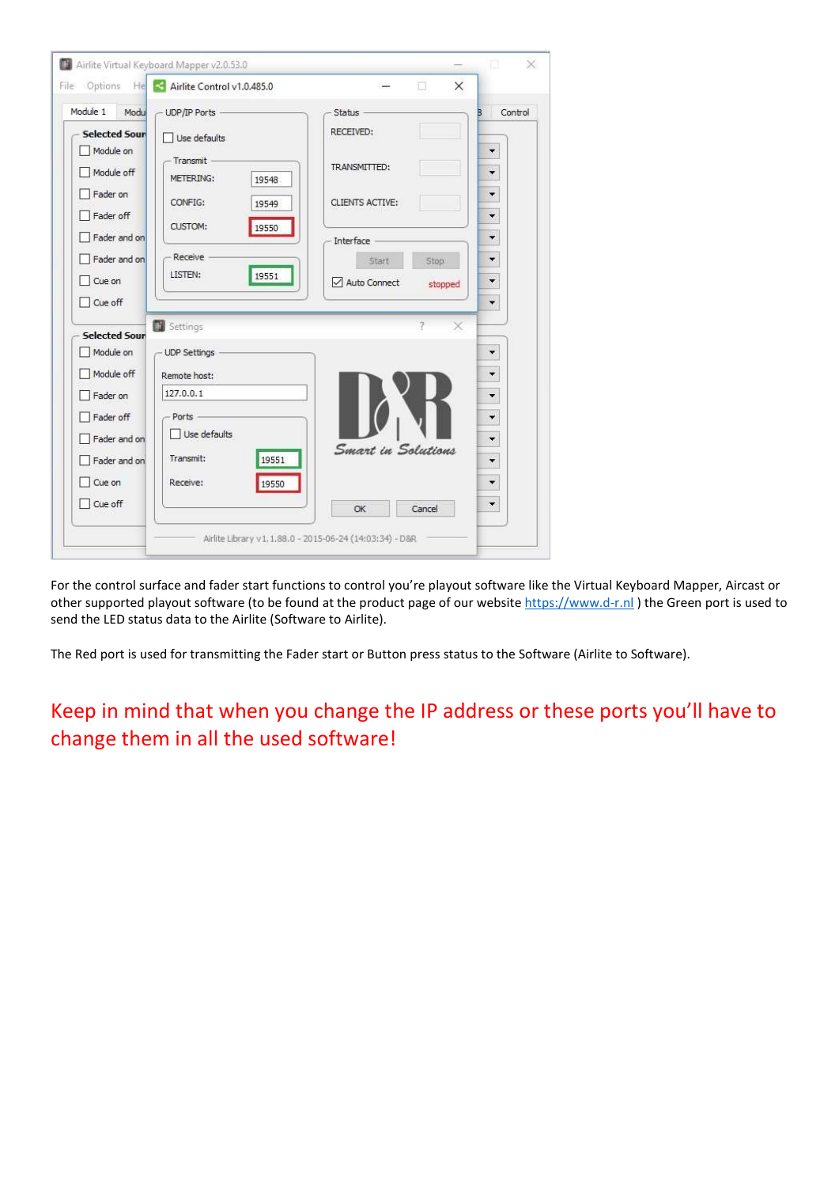For the control surface and fader start functions to control you're playout software like the Virtual Keyboard Mapper, Aircast or other supported playout software (to be found at the product page of our website https://www.d-r.nl ) the Green port is used to send the LED status data to the Airlite (Software to Airlite).

The Red port is used for transmitting the Fader start or Button press status to the Software (Airlite to Software).

**Keep in mind that when you change the IP address or these ports you'll have to change them in all the used software!**